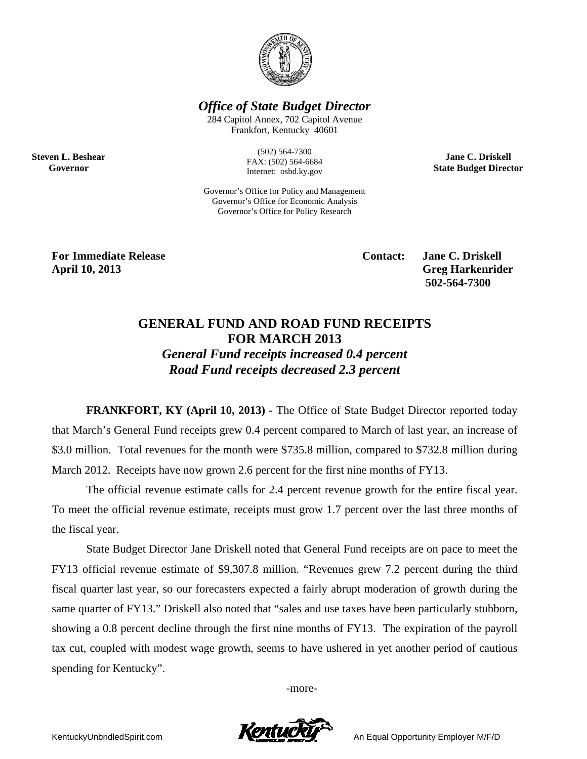***Office of State Budget Director***

284 Capitol Annex, 702 Capitol Avenue
Frankfort, Kentucky 40601

(502) 564-7300
FAX: (502) 564-6684
Internet: osbd.ky.gov

Governor's Office for Policy and Management
Governor's Office for Economic Analysis
Governor's Office for Policy Research

**Steven L. Beshear**
**Governor**

**Jane C. Driskell**
**State Budget Director**

**For Immediate Release**
**April 10, 2013**

**Contact: Jane C. Driskell**
**Greg Harkenrider**
**502-564-7300**

## GENERAL FUND AND ROAD FUND RECEIPTS FOR MARCH 2013

***General Fund receipts increased 0.4 percent***
***Road Fund receipts decreased 2.3 percent***

**FRANKFORT, KY (April 10, 2013) -** The Office of State Budget Director reported today that March's General Fund receipts grew 0.4 percent compared to March of last year, an increase of $3.0 million. Total revenues for the month were $735.8 million, compared to $732.8 million during March 2012. Receipts have now grown 2.6 percent for the first nine months of FY13.

The official revenue estimate calls for 2.4 percent revenue growth for the entire fiscal year. To meet the official revenue estimate, receipts must grow 1.7 percent over the last three months of the fiscal year.

State Budget Director Jane Driskell noted that General Fund receipts are on pace to meet the FY13 official revenue estimate of $9,307.8 million. "Revenues grew 7.2 percent during the third fiscal quarter last year, so our forecasters expected a fairly abrupt moderation of growth during the same quarter of FY13." Driskell also noted that "sales and use taxes have been particularly stubborn, showing a 0.8 percent decline through the first nine months of FY13. The expiration of the payroll tax cut, coupled with modest wage growth, seems to have ushered in yet another period of cautious spending for Kentucky".

-more-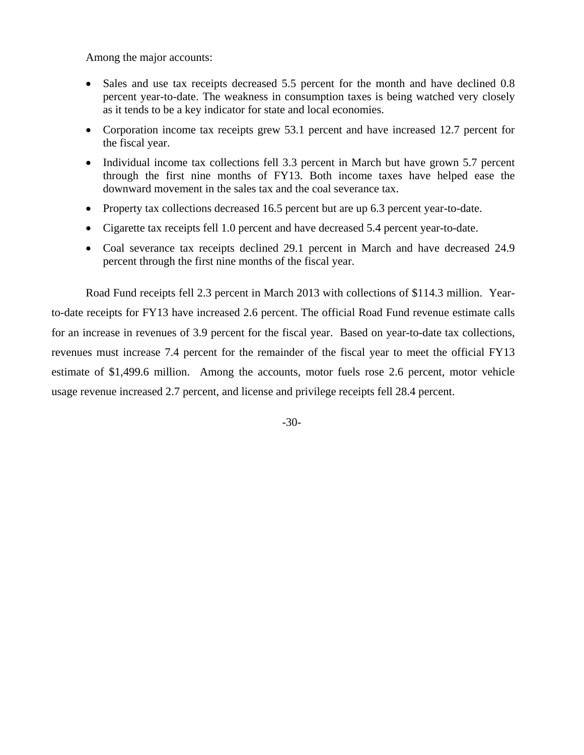Among the major accounts:

- Sales and use tax receipts decreased 5.5 percent for the month and have declined 0.8 percent year-to-date. The weakness in consumption taxes is being watched very closely as it tends to be a key indicator for state and local economies.
- Corporation income tax receipts grew 53.1 percent and have increased 12.7 percent for the fiscal year.
- Individual income tax collections fell 3.3 percent in March but have grown 5.7 percent through the first nine months of FY13. Both income taxes have helped ease the downward movement in the sales tax and the coal severance tax.
- Property tax collections decreased 16.5 percent but are up 6.3 percent year-to-date.
- Cigarette tax receipts fell 1.0 percent and have decreased 5.4 percent year-to-date.
- Coal severance tax receipts declined 29.1 percent in March and have decreased 24.9 percent through the first nine months of the fiscal year.

Road Fund receipts fell 2.3 percent in March 2013 with collections of $114.3 million. Year-to-date receipts for FY13 have increased 2.6 percent. The official Road Fund revenue estimate calls for an increase in revenues of 3.9 percent for the fiscal year. Based on year-to-date tax collections, revenues must increase 7.4 percent for the remainder of the fiscal year to meet the official FY13 estimate of $1,499.6 million. Among the accounts, motor fuels rose 2.6 percent, motor vehicle usage revenue increased 2.7 percent, and license and privilege receipts fell 28.4 percent.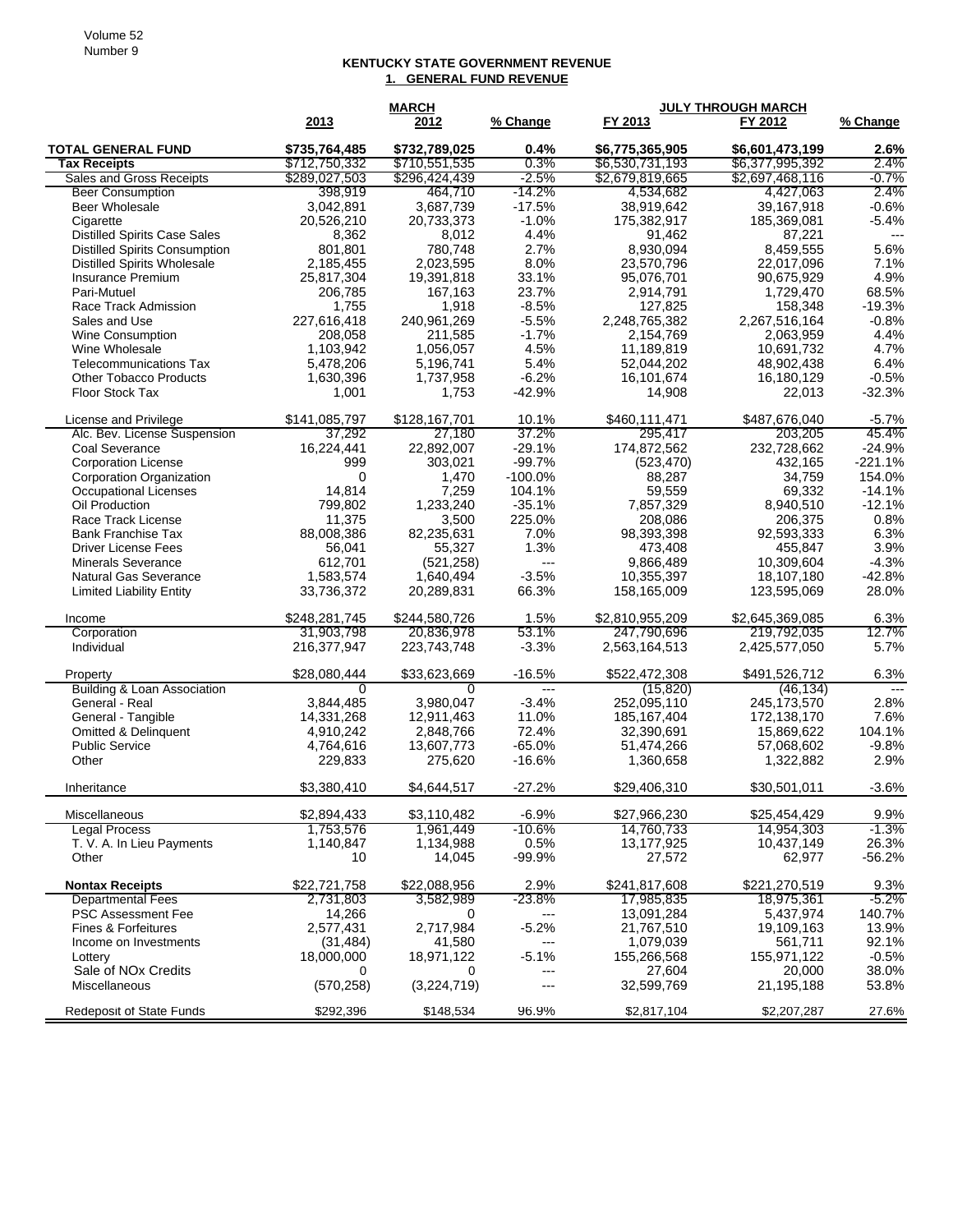# KENTUCKY STATE GOVERNMENT REVENUE

## 1. GENERAL FUND REVENUE

| | MARCH | | | JULY THROUGH MARCH | | |
|---|---|---|---|---|---|---|
| | 2013 | 2012 | % Change | FY 2013 | FY 2012 | % Change |
| **TOTAL GENERAL FUND** | **$735,764,485** | **$732,789,025** | **0.4%** | **$6,775,365,905** | **$6,601,473,199** | **2.6%** |
| **Tax Receipts** | $712,750,332 | $710,551,535 | 0.3% | $6,530,731,193 | $6,377,995,392 | 2.4% |
| Sales and Gross Receipts | $289,027,503 | $296,424,439 | -2.5% | $2,679,819,665 | $2,697,468,116 | -0.7% |
| Beer Consumption | 398,919 | 464,710 | -14.2% | 4,534,682 | 4,427,063 | 2.4% |
| Beer Wholesale | 3,042,891 | 3,687,739 | -17.5% | 38,919,642 | 39,167,918 | -0.6% |
| Cigarette | 20,526,210 | 20,733,373 | -1.0% | 175,382,917 | 185,369,081 | -5.4% |
| Distilled Spirits Case Sales | 8,362 | 8,012 | 4.4% | 91,462 | 87,221 | --- |
| Distilled Spirits Consumption | 801,801 | 780,748 | 2.7% | 8,930,094 | 8,459,555 | 5.6% |
| Distilled Spirits Wholesale | 2,185,455 | 2,023,595 | 8.0% | 23,570,796 | 22,017,096 | 7.1% |
| Insurance Premium | 25,817,304 | 19,391,818 | 33.1% | 95,076,701 | 90,675,929 | 4.9% |
| Pari-Mutuel | 206,785 | 167,163 | 23.7% | 2,914,791 | 1,729,470 | 68.5% |
| Race Track Admission | 1,755 | 1,918 | -8.5% | 127,825 | 158,348 | -19.3% |
| Sales and Use | 227,616,418 | 240,961,269 | -5.5% | 2,248,765,382 | 2,267,516,164 | -0.8% |
| Wine Consumption | 208,058 | 211,585 | -1.7% | 2,154,769 | 2,063,959 | 4.4% |
| Wine Wholesale | 1,103,942 | 1,056,057 | 4.5% | 11,189,819 | 10,691,732 | 4.7% |
| Telecommunications Tax | 5,478,206 | 5,196,741 | 5.4% | 52,044,202 | 48,902,438 | 6.4% |
| Other Tobacco Products | 1,630,396 | 1,737,958 | -6.2% | 16,101,674 | 16,180,129 | -0.5% |
| Floor Stock Tax | 1,001 | 1,753 | -42.9% | 14,908 | 22,013 | -32.3% |
| | | | | | | |
| License and Privilege | $141,085,797 | $128,167,701 | 10.1% | $460,111,471 | $487,676,040 | -5.7% |
| Alc. Bev. License Suspension | 37,292 | 27,180 | 37.2% | 295,417 | 203,205 | 45.4% |
| Coal Severance | 16,224,441 | 22,892,007 | -29.1% | 174,872,562 | 232,728,662 | -24.9% |
| Corporation License | 999 | 303,021 | -99.7% | (523,470) | 432,165 | -221.1% |
| Corporation Organization | 0 | 1,470 | -100.0% | 88,287 | 34,759 | 154.0% |
| Occupational Licenses | 14,814 | 7,259 | 104.1% | 59,559 | 69,332 | -14.1% |
| Oil Production | 799,802 | 1,233,240 | -35.1% | 7,857,329 | 8,940,510 | -12.1% |
| Race Track License | 11,375 | 3,500 | 225.0% | 208,086 | 206,375 | 0.8% |
| Bank Franchise Tax | 88,008,386 | 82,235,631 | 7.0% | 98,393,398 | 92,593,333 | 6.3% |
| Driver License Fees | 56,041 | 55,327 | 1.3% | 473,408 | 455,847 | 3.9% |
| Minerals Severance | 612,701 | (521,258) | --- | 9,866,489 | 10,309,604 | -4.3% |
| Natural Gas Severance | 1,583,574 | 1,640,494 | -3.5% | 10,355,397 | 18,107,180 | -42.8% |
| Limited Liability Entity | 33,736,372 | 20,289,831 | 66.3% | 158,165,009 | 123,595,069 | 28.0% |
| | | | | | | |
| Income | $248,281,745 | $244,580,726 | 1.5% | $2,810,955,209 | $2,645,369,085 | 6.3% |
| Corporation | 31,903,798 | 20,836,978 | 53.1% | 247,790,696 | 219,792,035 | 12.7% |
| Individual | 216,377,947 | 223,743,748 | -3.3% | 2,563,164,513 | 2,425,577,050 | 5.7% |
| | | | | | | |
| Property | $28,080,444 | $33,623,669 | -16.5% | $522,472,308 | $491,526,712 | 6.3% |
| Building & Loan Association | 0 | 0 | --- | (15,820) | (46,134) | --- |
| General - Real | 3,844,485 | 3,980,047 | -3.4% | 252,095,110 | 245,173,570 | 2.8% |
| General - Tangible | 14,331,268 | 12,911,463 | 11.0% | 185,167,404 | 172,138,170 | 7.6% |
| Omitted & Delinquent | 4,910,242 | 2,848,766 | 72.4% | 32,390,691 | 15,869,622 | 104.1% |
| Public Service | 4,764,616 | 13,607,773 | -65.0% | 51,474,266 | 57,068,602 | -9.8% |
| Other | 229,833 | 275,620 | -16.6% | 1,360,658 | 1,322,882 | 2.9% |
| | | | | | | |
| Inheritance | $3,380,410 | $4,644,517 | -27.2% | $29,406,310 | $30,501,011 | -3.6% |
| | | | | | | |
| Miscellaneous | $2,894,433 | $3,110,482 | -6.9% | $27,966,230 | $25,454,429 | 9.9% |
| Legal Process | 1,753,576 | 1,961,449 | -10.6% | 14,760,733 | 14,954,303 | -1.3% |
| T. V. A. In Lieu Payments | 1,140,847 | 1,134,988 | 0.5% | 13,177,925 | 10,437,149 | 26.3% |
| Other | 10 | 14,045 | -99.9% | 27,572 | 62,977 | -56.2% |
| | | | | | | |
| **Nontax Receipts** | $22,721,758 | $22,088,956 | 2.9% | $241,817,608 | $221,270,519 | 9.3% |
| Departmental Fees | 2,731,803 | 3,582,989 | -23.8% | 17,985,835 | 18,975,361 | -5.2% |
| PSC Assessment Fee | 14,266 | 0 | --- | 13,091,284 | 5,437,974 | 140.7% |
| Fines & Forfeitures | 2,577,431 | 2,717,984 | -5.2% | 21,767,510 | 19,109,163 | 13.9% |
| Income on Investments | (31,484) | 41,580 | --- | 1,079,039 | 561,711 | 92.1% |
| Lottery | 18,000,000 | 18,971,122 | -5.1% | 155,266,568 | 155,971,122 | -0.5% |
| Sale of NOx Credits | 0 | 0 | --- | 27,604 | 20,000 | 38.0% |
| Miscellaneous | (570,258) | (3,224,719) | --- | 32,599,769 | 21,195,188 | 53.8% |
| | | | | | | |
| Redeposit of State Funds | $292,396 | $148,534 | 96.9% | $2,817,104 | $2,207,287 | 27.6% |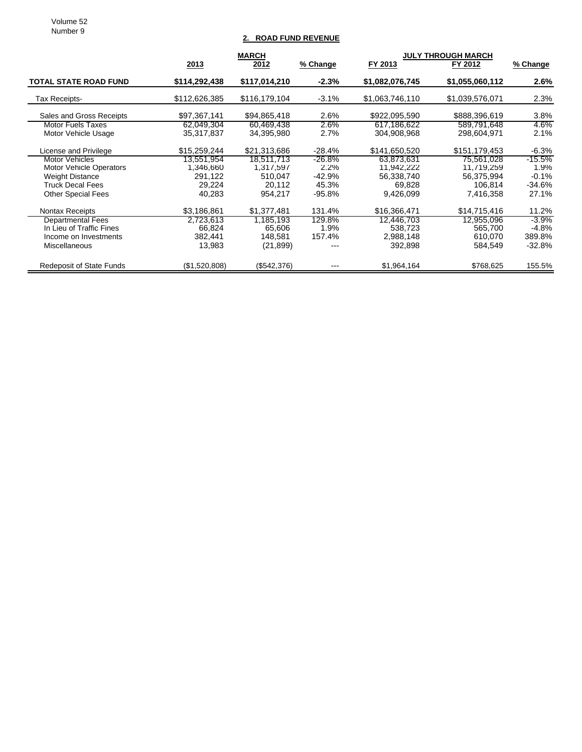## 2. ROAD FUND REVENUE

| | MARCH | | | JULY THROUGH MARCH | | |
|---|---|---|---|---|---|---|
| | 2013 | 2012 | % Change | FY 2013 | FY 2012 | % Change |
| **TOTAL STATE ROAD FUND** | **$114,292,438** | **$117,014,210** | **-2.3%** | **$1,082,076,745** | **$1,055,060,112** | **2.6%** |
| Tax Receipts- | $112,626,385 | $116,179,104 | -3.1% | $1,063,746,110 | $1,039,576,071 | 2.3% |
| Sales and Gross Receipts | $97,367,141 | $94,865,418 | 2.6% | $922,095,590 | $888,396,619 | 3.8% |
| Motor Fuels Taxes | 62,049,304 | 60,469,438 | 2.6% | 617,186,622 | 589,791,648 | 4.6% |
| Motor Vehicle Usage | 35,317,837 | 34,395,980 | 2.7% | 304,908,968 | 298,604,971 | 2.1% |
| License and Privilege | $15,259,244 | $21,313,686 | -28.4% | $141,650,520 | $151,179,453 | -6.3% |
| Motor Vehicles | 13,551,954 | 18,511,713 | -26.8% | 63,873,631 | 75,561,028 | -15.5% |
| Motor Vehicle Operators | 1,346,660 | 1,317,597 | 2.2% | 11,942,222 | 11,719,259 | 1.9% |
| Weight Distance | 291,122 | 510,047 | -42.9% | 56,338,740 | 56,375,994 | -0.1% |
| Truck Decal Fees | 29,224 | 20,112 | 45.3% | 69,828 | 106,814 | -34.6% |
| Other Special Fees | 40,283 | 954,217 | -95.8% | 9,426,099 | 7,416,358 | 27.1% |
| Nontax Receipts | $3,186,861 | $1,377,481 | 131.4% | $16,366,471 | $14,715,416 | 11.2% |
| Departmental Fees | 2,723,613 | 1,185,193 | 129.8% | 12,446,703 | 12,955,096 | -3.9% |
| In Lieu of Traffic Fines | 66,824 | 65,606 | 1.9% | 538,723 | 565,700 | -4.8% |
| Income on Investments | 382,441 | 148,581 | 157.4% | 2,988,148 | 610,070 | 389.8% |
| Miscellaneous | 13,983 | (21,899) | --- | 392,898 | 584,549 | -32.8% |
| Redeposit of State Funds | ($1,520,808) | ($542,376) | --- | $1,964,164 | $768,625 | 155.5% |